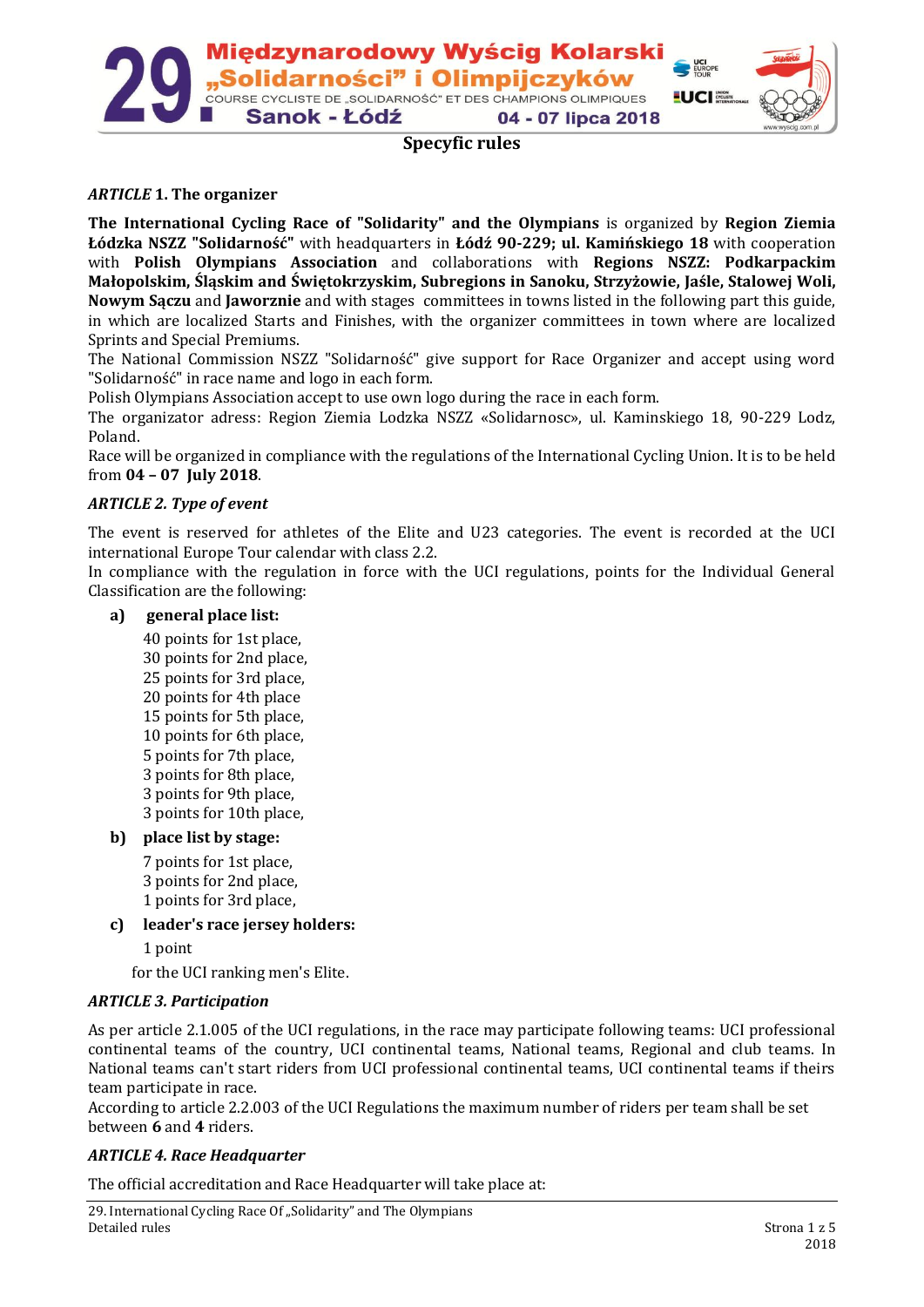# 29. Międzynarodowy Wyścig Kolarski „Solidarności" i Olimpijczyków

COURSE CYCLISTE DE „SOLIDARNOŚĆ" ET DES CHAMPIONS OLIMPIQUES

Sanok - Łódź 04 - 07 lipca 2018

## Specyfic rules

### *ARTICLE* 1. The organizer

**The International Cycling Race of "Solidarity" and the Olympians** is organized by **Region Ziemia Łódzka NSZZ "Solidarność"** with headquarters in **Łódź 90-229; ul. Kamińskiego 18** with cooperation with **Polish Olympians Association** and collaborations with **Regions NSZZ: Podkarpackim Małopolskim, Śląskim and Świętokrzyskim, Subregions in Sanoku, Strzyżowie, Jaśle, Stalowej Woli, Nowym Sączu** and **Jaworznie** and with stages committees in towns listed in the following part this guide, in which are localized Starts and Finishes, with the organizer committees in town where are localized Sprints and Special Premiums.

The National Commission NSZZ "Solidarność" give support for Race Organizer and accept using word "Solidarność" in race name and logo in each form.

Polish Olympians Association accept to use own logo during the race in each form.

The organizator adress: Region Ziemia Lodzka NSZZ «Solidarnosc», ul. Kaminskiego 18, 90-229 Lodz, Poland.

Race will be organized in compliance with the regulations of the International Cycling Union. It is to be held from **04 – 07 July 2018**.

### *ARTICLE 2. Type of event*

The event is reserved for athletes of the Elite and U23 categories. The event is recorded at the UCI international Europe Tour calendar with class 2.2.

In compliance with the regulation in force with the UCI regulations, points for the Individual General Classification are the following:

**a) general place list:**

40 points for 1st place,
30 points for 2nd place,
25 points for 3rd place,
20 points for 4th place
15 points for 5th place,
10 points for 6th place,
5 points for 7th place,
3 points for 8th place,
3 points for 9th place,
3 points for 10th place,

**b) place list by stage:**

7 points for 1st place,
3 points for 2nd place,
1 points for 3rd place,

**c) leader's race jersey holders:**

1 point

for the UCI ranking men's Elite.

### *ARTICLE 3. Participation*

As per article 2.1.005 of the UCI regulations, in the race may participate following teams: UCI professional continental teams of the country, UCI continental teams, National teams, Regional and club teams. In National teams can't start riders from UCI professional continental teams, UCI continental teams if theirs team participate in race.

According to article 2.2.003 of the UCI Regulations the maximum number of riders per team shall be set between **6** and **4** riders.

### *ARTICLE 4. Race Headquarter*

The official accreditation and Race Headquarter will take place at: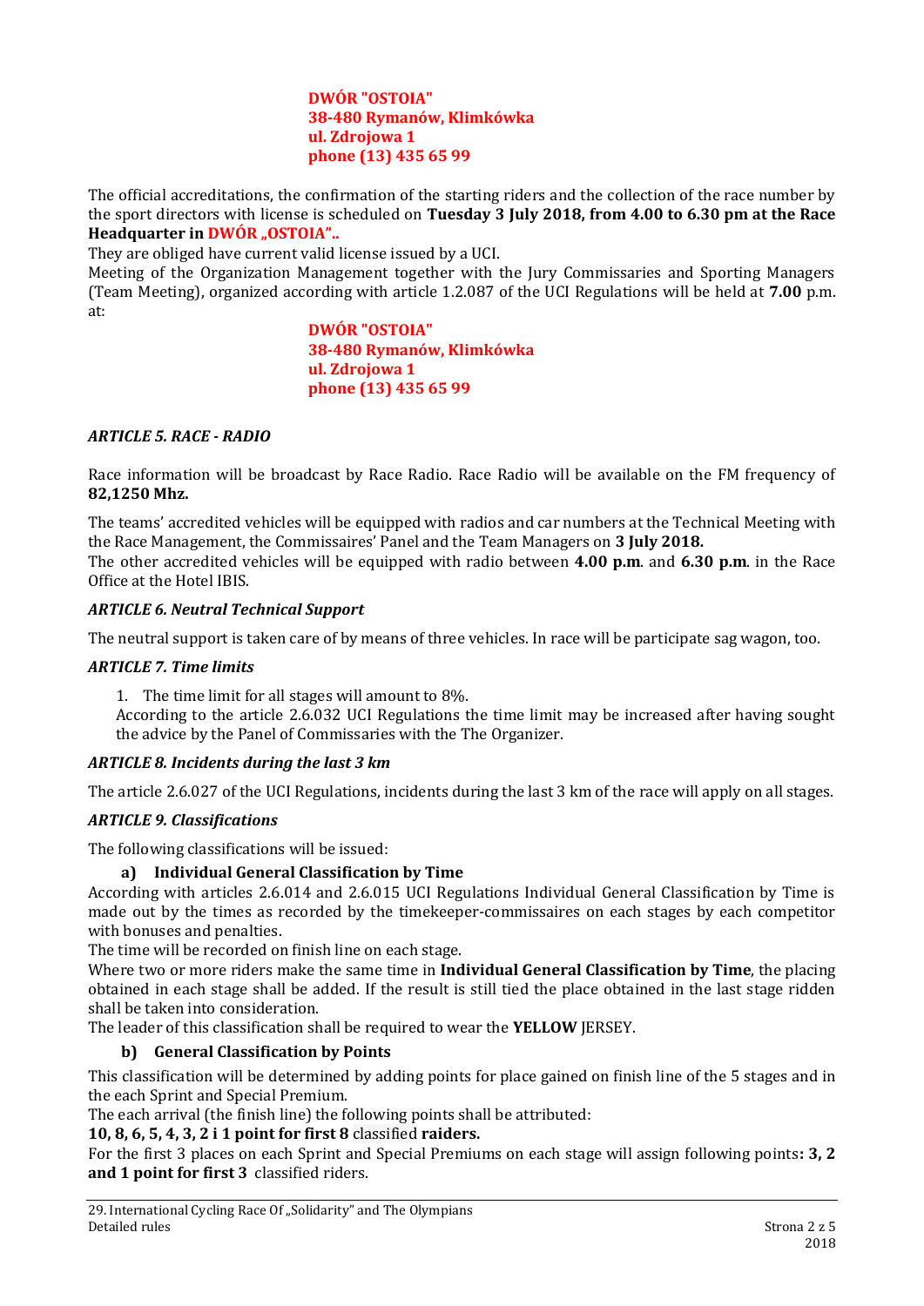**DWÓR "OSTOIA"**
**38-480 Rymanów, Klimkówka**
**ul. Zdrojowa 1**
**phone (13) 435 65 99**

The official accreditations, the confirmation of the starting riders and the collection of the race number by the sport directors with license is scheduled on **Tuesday 3 July 2018, from 4.00 to 6.30 pm at the Race Headquarter in DWÓR „OSTOIA"..**

They are obliged have current valid license issued by a UCI.

Meeting of the Organization Management together with the Jury Commissaries and Sporting Managers (Team Meeting), organized according with article 1.2.087 of the UCI Regulations will be held at **7.00** p.m. at:

**DWÓR "OSTOIA"**
**38-480 Rymanów, Klimkówka**
**ul. Zdrojowa 1**
**phone (13) 435 65 99**

### *ARTICLE 5. RACE - RADIO*

Race information will be broadcast by Race Radio. Race Radio will be available on the FM frequency of **82,1250 Mhz.**

The teams' accredited vehicles will be equipped with radios and car numbers at the Technical Meeting with the Race Management, the Commissaires' Panel and the Team Managers on **3 July 2018.**

The other accredited vehicles will be equipped with radio between **4.00 p.m**. and **6.30 p.m**. in the Race Office at the Hotel IBIS.

### *ARTICLE 6. Neutral Technical Support*

The neutral support is taken care of by means of three vehicles. In race will be participate sag wagon, too.

### *ARTICLE 7. Time limits*

1. The time limit for all stages will amount to 8%.
   According to the article 2.6.032 UCI Regulations the time limit may be increased after having sought the advice by the Panel of Commissaries with the The Organizer.

### *ARTICLE 8. Incidents during the last 3 km*

The article 2.6.027 of the UCI Regulations, incidents during the last 3 km of the race will apply on all stages.

### *ARTICLE 9. Classifications*

The following classifications will be issued:

**a) Individual General Classification by Time**

According with articles 2.6.014 and 2.6.015 UCI Regulations Individual General Classification by Time is made out by the times as recorded by the timekeeper-commissaires on each stages by each competitor with bonuses and penalties.

The time will be recorded on finish line on each stage.

Where two or more riders make the same time in **Individual General Classification by Time**, the placing obtained in each stage shall be added. If the result is still tied the place obtained in the last stage ridden shall be taken into consideration.

The leader of this classification shall be required to wear the **YELLOW** JERSEY.

**b) General Classification by Points**

This classification will be determined by adding points for place gained on finish line of the 5 stages and in the each Sprint and Special Premium.

The each arrival (the finish line) the following points shall be attributed:

**10, 8, 6, 5, 4, 3, 2 i 1 point for first 8** classified **raiders.**

For the first 3 places on each Sprint and Special Premiums on each stage will assign following points**: 3, 2 and 1 point for first 3** classified riders.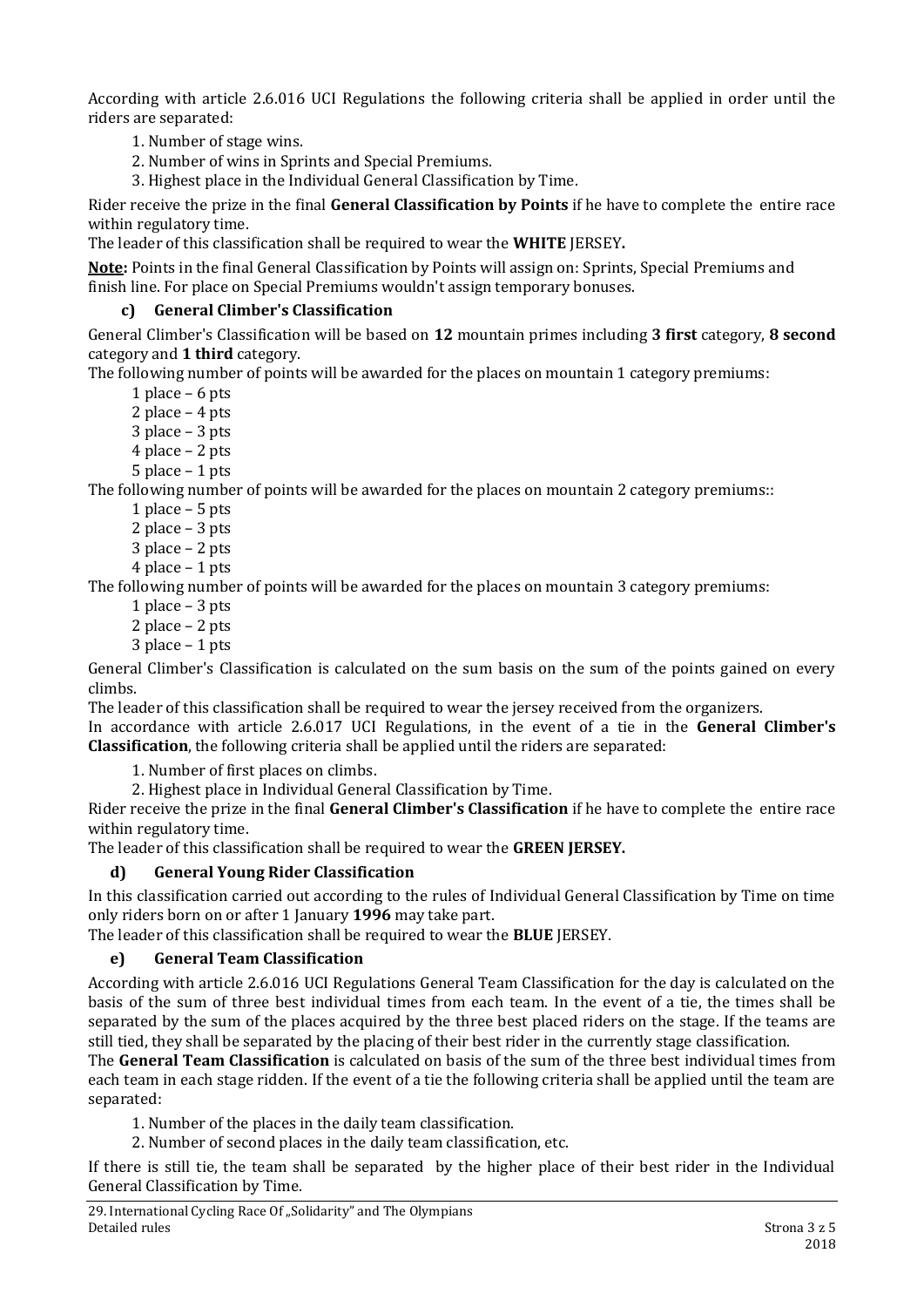According with article 2.6.016 UCI Regulations the following criteria shall be applied in order until the riders are separated:

1. Number of stage wins.
2. Number of wins in Sprints and Special Premiums.
3. Highest place in the Individual General Classification by Time.

Rider receive the prize in the final **General Classification by Points** if he have to complete the entire race within regulatory time.

The leader of this classification shall be required to wear the **WHITE** JERSEY**.**

**Note:** Points in the final General Classification by Points will assign on: Sprints, Special Premiums and finish line. For place on Special Premiums wouldn't assign temporary bonuses.

### c) General Climber's Classification

General Climber's Classification will be based on **12** mountain primes including **3 first** category, **8 second** category and **1 third** category.

The following number of points will be awarded for the places on mountain 1 category premiums:

- 1 place – 6 pts
- 2 place – 4 pts
- 3 place – 3 pts
- 4 place – 2 pts
- 5 place – 1 pts

The following number of points will be awarded for the places on mountain 2 category premiums::

- 1 place – 5 pts
- 2 place – 3 pts
- 3 place – 2 pts
- 4 place – 1 pts

The following number of points will be awarded for the places on mountain 3 category premiums:

- 1 place – 3 pts
- 2 place – 2 pts
- 3 place – 1 pts

General Climber's Classification is calculated on the sum basis on the sum of the points gained on every climbs.

The leader of this classification shall be required to wear the jersey received from the organizers.

In accordance with article 2.6.017 UCI Regulations, in the event of a tie in the **General Climber's Classification**, the following criteria shall be applied until the riders are separated:

1. Number of first places on climbs.
2. Highest place in Individual General Classification by Time.

Rider receive the prize in the final **General Climber's Classification** if he have to complete the entire race within regulatory time.

The leader of this classification shall be required to wear the **GREEN JERSEY.**

### d) General Young Rider Classification

In this classification carried out according to the rules of Individual General Classification by Time on time only riders born on or after 1 January **1996** may take part.

The leader of this classification shall be required to wear the **BLUE** JERSEY.

### e) General Team Classification

According with article 2.6.016 UCI Regulations General Team Classification for the day is calculated on the basis of the sum of three best individual times from each team. In the event of a tie, the times shall be separated by the sum of the places acquired by the three best placed riders on the stage. If the teams are still tied, they shall be separated by the placing of their best rider in the currently stage classification.

The **General Team Classification** is calculated on basis of the sum of the three best individual times from each team in each stage ridden. If the event of a tie the following criteria shall be applied until the team are separated:

1. Number of the places in the daily team classification.
2. Number of second places in the daily team classification, etc.

If there is still tie, the team shall be separated by the higher place of their best rider in the Individual General Classification by Time.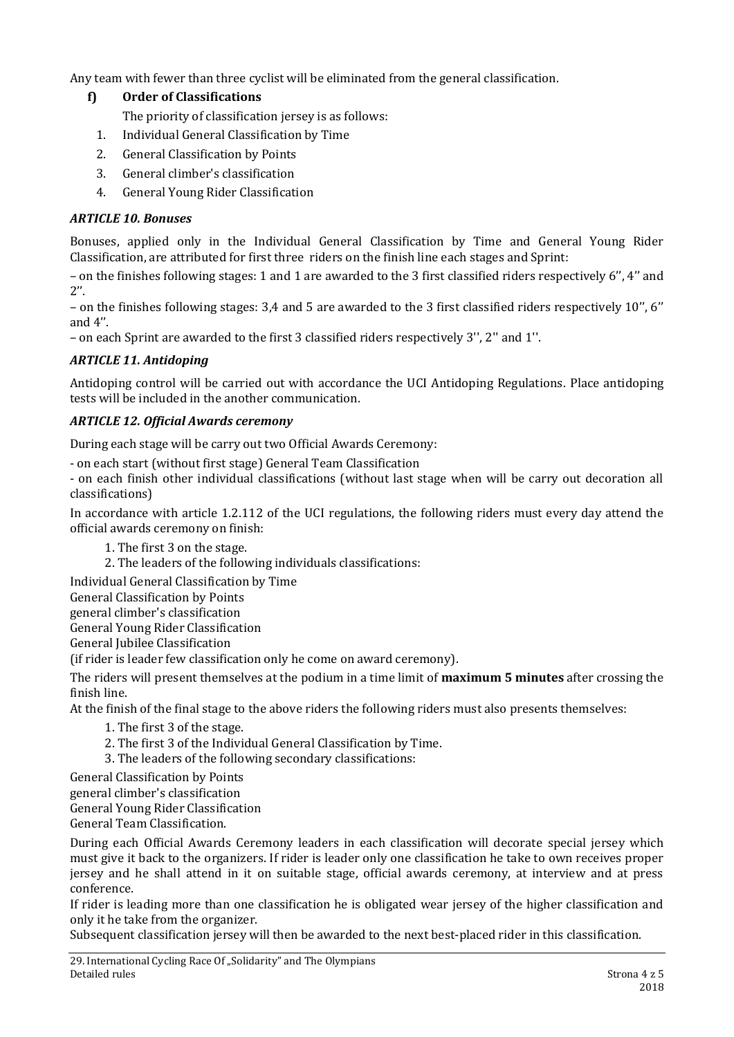Any team with fewer than three cyclist will be eliminated from the general classification.

**f) Order of Classifications**

The priority of classification jersey is as follows:

1. Individual General Classification by Time
2. General Classification by Points
3. General climber's classification
4. General Young Rider Classification

### *ARTICLE 10. Bonuses*

Bonuses, applied only in the Individual General Classification by Time and General Young Rider Classification, are attributed for first three riders on the finish line each stages and Sprint:

– on the finishes following stages: 1 and 1 are awarded to the 3 first classified riders respectively 6'', 4'' and 2''.

– on the finishes following stages: 3,4 and 5 are awarded to the 3 first classified riders respectively 10'', 6'' and 4''.

– on each Sprint are awarded to the first 3 classified riders respectively 3'', 2'' and 1''.

### *ARTICLE 11. Antidoping*

Antidoping control will be carried out with accordance the UCI Antidoping Regulations. Place antidoping tests will be included in the another communication.

### *ARTICLE 12. Official Awards ceremony*

During each stage will be carry out two Official Awards Ceremony:

- on each start (without first stage) General Team Classification
- on each finish other individual classifications (without last stage when will be carry out decoration all classifications)

In accordance with article 1.2.112 of the UCI regulations, the following riders must every day attend the official awards ceremony on finish:

1. The first 3 on the stage.
2. The leaders of the following individuals classifications:

Individual General Classification by Time
General Classification by Points
general climber's classification
General Young Rider Classification
General Jubilee Classification
(if rider is leader few classification only he come on award ceremony).

The riders will present themselves at the podium in a time limit of **maximum 5 minutes** after crossing the finish line.
At the finish of the final stage to the above riders the following riders must also presents themselves:

1. The first 3 of the stage.
2. The first 3 of the Individual General Classification by Time.
3. The leaders of the following secondary classifications:

General Classification by Points
general climber's classification
General Young Rider Classification
General Team Classification.

During each Official Awards Ceremony leaders in each classification will decorate special jersey which must give it back to the organizers. If rider is leader only one classification he take to own receives proper jersey and he shall attend in it on suitable stage, official awards ceremony, at interview and at press conference.
If rider is leading more than one classification he is obligated wear jersey of the higher classification and only it he take from the organizer.
Subsequent classification jersey will then be awarded to the next best-placed rider in this classification.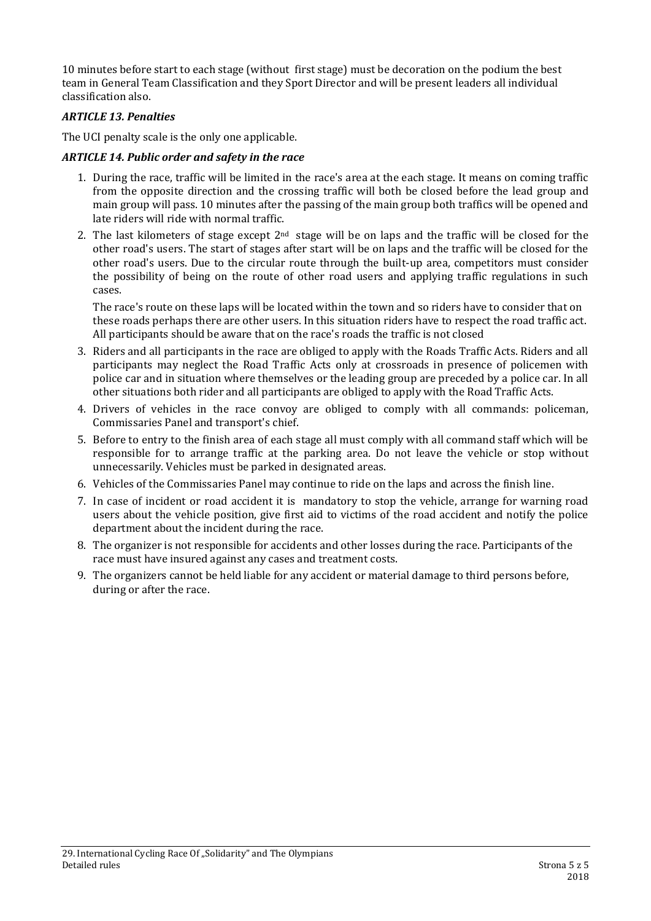10 minutes before start to each stage (without first stage) must be decoration on the podium the best team in General Team Classification and they Sport Director and will be present leaders all individual classification also.

### *ARTICLE 13. Penalties*

The UCI penalty scale is the only one applicable.

### *ARTICLE 14. Public order and safety in the race*

1. During the race, traffic will be limited in the race's area at the each stage. It means on coming traffic from the opposite direction and the crossing traffic will both be closed before the lead group and main group will pass. 10 minutes after the passing of the main group both traffics will be opened and late riders will ride with normal traffic.
2. The last kilometers of stage except 2nd stage will be on laps and the traffic will be closed for the other road's users. The start of stages after start will be on laps and the traffic will be closed for the other road's users. Due to the circular route through the built-up area, competitors must consider the possibility of being on the route of other road users and applying traffic regulations in such cases.

   The race's route on these laps will be located within the town and so riders have to consider that on these roads perhaps there are other users. In this situation riders have to respect the road traffic act. All participants should be aware that on the race's roads the traffic is not closed
3. Riders and all participants in the race are obliged to apply with the Roads Traffic Acts. Riders and all participants may neglect the Road Traffic Acts only at crossroads in presence of policemen with police car and in situation where themselves or the leading group are preceded by a police car. In all other situations both rider and all participants are obliged to apply with the Road Traffic Acts.
4. Drivers of vehicles in the race convoy are obliged to comply with all commands: policeman, Commissaries Panel and transport's chief.
5. Before to entry to the finish area of each stage all must comply with all command staff which will be responsible for to arrange traffic at the parking area. Do not leave the vehicle or stop without unnecessarily. Vehicles must be parked in designated areas.
6. Vehicles of the Commissaries Panel may continue to ride on the laps and across the finish line.
7. In case of incident or road accident it is mandatory to stop the vehicle, arrange for warning road users about the vehicle position, give first aid to victims of the road accident and notify the police department about the incident during the race.
8. The organizer is not responsible for accidents and other losses during the race. Participants of the race must have insured against any cases and treatment costs.
9. The organizers cannot be held liable for any accident or material damage to third persons before, during or after the race.